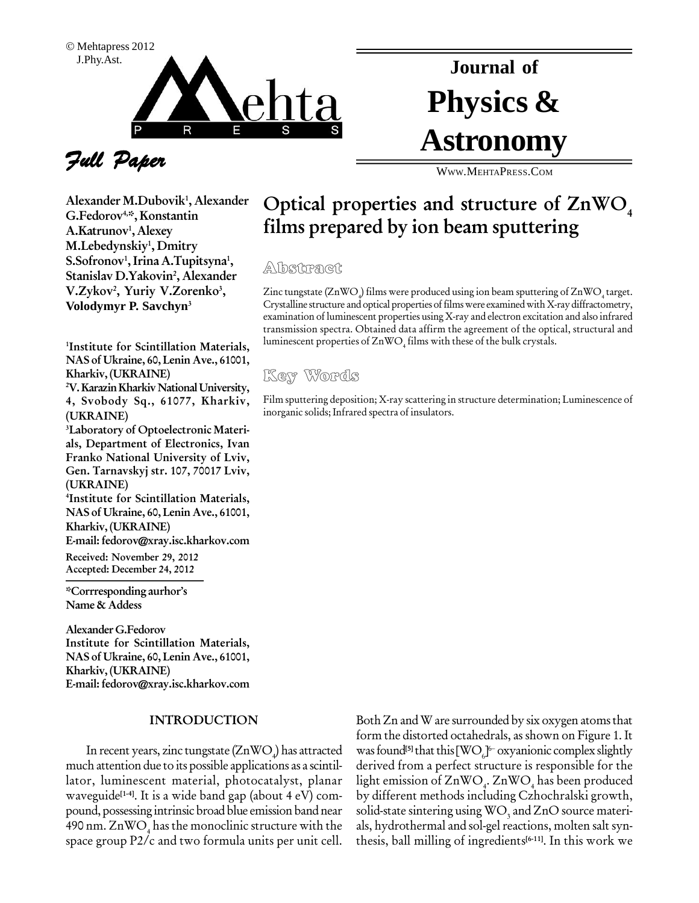Full Paper

# Optical properties and structure of $ZnWO_4$ films prepared by ion beam sputtering

**Alexander M.Dubovik[1], Alexander G.Fedorov[4,*], Konstantin A.Katrunov[1], Alexey M.Lebedynskiy[1], Dmitry S.Sofronov[1], Irina A.Tupitsyna[1], Stanislav D.Yakovin[2], Alexander V.Zykov[2], Yuriy V.Zorenko[3], Volodymyr P. Savchyn[3]**

[1]Institute for Scintillation Materials, NAS of Ukraine, 60, Lenin Ave., 61001, Kharkiv, (UKRAINE)

[2]V. Karazin Kharkiv National University, 4, Svobody Sq., 61077, Kharkiv, (UKRAINE)

[3]Laboratory of Optoelectronic Materials, Department of Electronics, Ivan Franko National University of Lviv, Gen. Tarnavskyj str. 107, 70017 Lviv, (UKRAINE)

[4]Institute for Scintillation Materials, NAS of Ukraine, 60, Lenin Ave., 61001, Kharkiv, (UKRAINE)

E-mail: fedorov@xray.isc.kharkov.com

Received: November 29, 2012
Accepted: December 24, 2012

*Corrresponding aurhor's Name & Addess

Alexander G.Fedorov
Institute for Scintillation Materials, NAS of Ukraine, 60, Lenin Ave., 61001, Kharkiv, (UKRAINE)
E-mail: fedorov@xray.isc.kharkov.com

## Abstract

Zinc tungstate ($ZnWO_4$) films were produced using ion beam sputtering of $ZnWO_4$ target. Crystalline structure and optical properties of films were examined with X-ray diffractometry, examination of luminescent properties using X-ray and electron excitation and also infrared transmission spectra. Obtained data affirm the agreement of the optical, structural and luminescent properties of $ZnWO_4$ films with these of the bulk crystals.

## Key Words

Film sputtering deposition; X-ray scattering in structure determination; Luminescence of inorganic solids; Infrared spectra of insulators.

## INTRODUCTION

In recent years, zinc tungstate ($ZnWO_4$) has attracted much attention due to its possible applications as a scintillator, luminescent material, photocatalyst, planar waveguide[1-4]. It is a wide band gap (about 4 eV) compound, possessing intrinsic broad blue emission band near 490 nm. $ZnWO_4$ has the monoclinic structure with the space group P2/c and two formula units per unit cell. Both Zn and W are surrounded by six oxygen atoms that form the distorted octahedrals, as shown on Figure 1. It was found[5] that this $[WO_6]^{6-}$ oxyanionic complex slightly derived from a perfect structure is responsible for the light emission of $ZnWO_4$. $ZnWO_4$ has been produced by different methods including Czhochralski growth, solid-state sintering using $WO_3$ and ZnO source materials, hydrothermal and sol-gel reactions, molten salt synthesis, ball milling of ingredients[6-11]. In this work we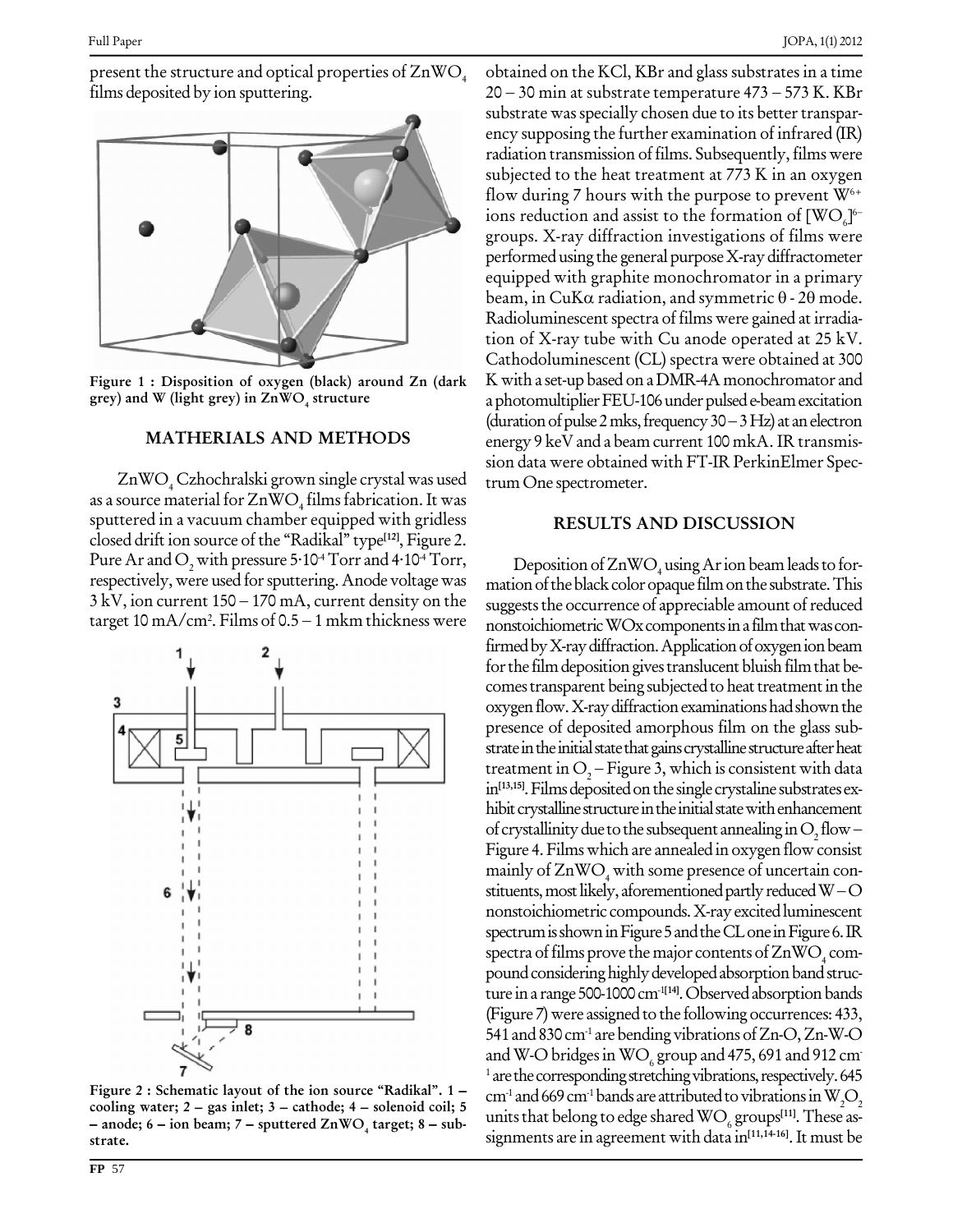present the structure and optical properties of $ZnWO_4$ films deposited by ion sputtering.

Figure 1 : Disposition of oxygen (black) around Zn (dark grey) and W (light grey) in $ZnWO_4$ structure

## MATHERIALS AND METHODS

$ZnWO_4$ Czhochralski grown single crystal was used as a source material for $ZnWO_4$ films fabrication. It was sputtered in a vacuum chamber equipped with gridless closed drift ion source of the "Radikal" type[12], Figure 2. Pure Ar and $O_2$ with pressure $5 \cdot 10^{-4}$ Torr and $4 \cdot 10^{-4}$ Torr, respectively, were used for sputtering. Anode voltage was 3 kV, ion current 150 – 170 mA, current density on the target 10 mA/cm$^2$. Films of 0.5 – 1 mkm thickness were obtained on the KCl, KBr and glass substrates in a time 20 – 30 min at substrate temperature 473 – 573 K. KBr substrate was specially chosen due to its better transparency supposing the further examination of infrared (IR) radiation transmission of films. Subsequently, films were subjected to the heat treatment at 773 K in an oxygen flow during 7 hours with the purpose to prevent $W^{6+}$ ions reduction and assist to the formation of $[WO_6]^{6-}$ groups. X-ray diffraction investigations of films were performed using the general purpose X-ray diffractometer equipped with graphite monochromator in a primary beam, in CuK$\alpha$ radiation, and symmetric $\theta$ - $2\theta$ mode. Radioluminescent spectra of films were gained at irradiation of X-ray tube with Cu anode operated at 25 kV. Cathodoluminescent (CL) spectra were obtained at 300 K with a set-up based on a DMR-4A monochromator and a photomultiplier FEU-106 under pulsed e-beam excitation (duration of pulse 2 mks, frequency 30 – 3 Hz) at an electron energy 9 keV and a beam current 100 mkA. IR transmission data were obtained with FT-IR PerkinElmer Spectrum One spectrometer.

1
2
3
4
5
6
7
8

Figure 2 : Schematic layout of the ion source "Radikal". 1 – cooling water; 2 – gas inlet; 3 – cathode; 4 – solenoid coil; 5 – anode; 6 – ion beam; 7 – sputtered $ZnWO_4$ target; 8 – substrate.

## RESULTS AND DISCUSSION

Deposition of $ZnWO_4$ using Ar ion beam leads to formation of the black color opaque film on the substrate. This suggests the occurrence of appreciable amount of reduced nonstoichiometric WOx components in a film that was confirmed by X-ray diffraction. Application of oxygen ion beam for the film deposition gives translucent bluish film that becomes transparent being subjected to heat treatment in the oxygen flow. X-ray diffraction examinations had shown the presence of deposited amorphous film on the glass substrate in the initial state that gains crystalline structure after heat treatment in $O_2$ – Figure 3, which is consistent with data in[13,15]. Films deposited on the single crystaline substrates exhibit crystalline structure in the initial state with enhancement of crystallinity due to the subsequent annealing in $O_2$ flow – Figure 4. Films which are annealed in oxygen flow consist mainly of $ZnWO_4$ with some presence of uncertain constituents, most likely, aforementioned partly reduced W – O nonstoichiometric compounds. X-ray excited luminescent spectrum is shown in Figure 5 and the CL one in Figure 6. IR spectra of films prove the major contents of $ZnWO_4$ compound considering highly developed absorption band structure in a range 500-1000 cm$^{-1}$[14]. Observed absorption bands (Figure 7) were assigned to the following occurrences: 433, 541 and 830 cm$^{-1}$ are bending vibrations of Zn-O, Zn-W-O and W-O bridges in $WO_6$ group and 475, 691 and 912 cm$^{-1}$ are the corresponding stretching vibrations, respectively. 645 cm$^{-1}$ and 669 cm$^{-1}$ bands are attributed to vibrations in $W_2O_2$ units that belong to edge shared $WO_6$ groups[11]. These assignments are in agreement with data in[11,14-16]. It must be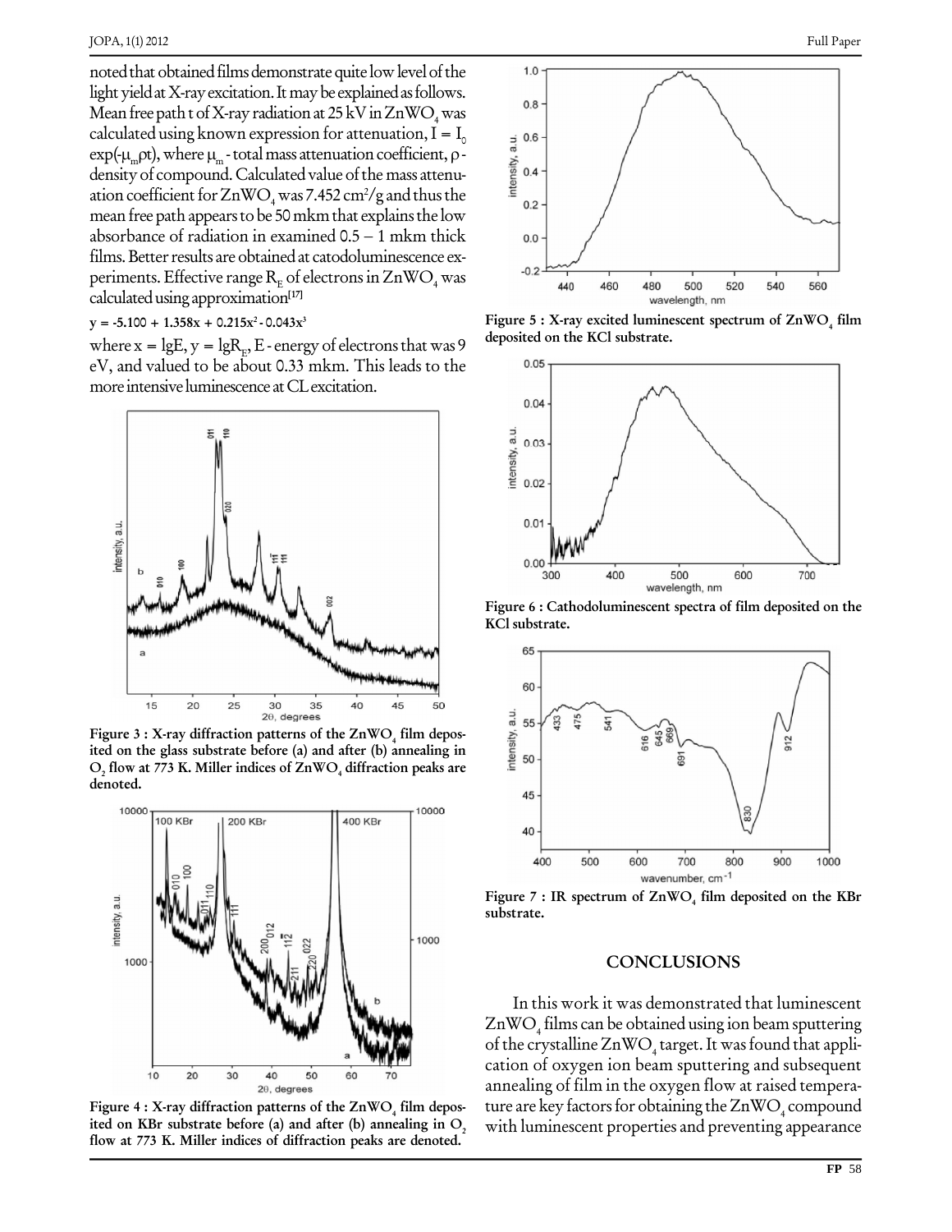noted that obtained films demonstrate quite low level of the light yield at X-ray excitation. It may be explained as follows. Mean free path t of X-ray radiation at 25 kV in $ZnWO_4$ was calculated using known expression for attenuation, $I = I_0 \exp(-\mu_m \rho t)$, where $\mu_m$ - total mass attenuation coefficient, $\rho$ - density of compound. Calculated value of the mass attenuation coefficient for $ZnWO_4$ was 7.452 $cm^2/g$ and thus the mean free path appears to be 50 mkm that explains the low absorbance of radiation in examined 0.5 – 1 mkm thick films. Better results are obtained at catodoluminescence experiments. Effective range $R_E$ of electrons in $ZnWO_4$ was calculated using approximation[17]

$$y = -5.100 + 1.358x + 0.215x^2 - 0.043x^3$$

where $x = \lg E$, $y = \lg R_E$, E - energy of electrons that was 9 eV, and valued to be about 0.33 mkm. This leads to the more intensive luminescence at CL excitation.

Figure 3 : X-ray diffraction patterns of the $ZnWO_4$ film deposited on the glass substrate before (a) and after (b) annealing in $O_2$ flow at 773 K. Miller indices of $ZnWO_4$ diffraction peaks are denoted.

Figure 4 : X-ray diffraction patterns of the $ZnWO_4$ film deposited on KBr substrate before (a) and after (b) annealing in $O_2$ flow at 773 K. Miller indices of diffraction peaks are denoted.

Figure 5 : X-ray excited luminescent spectrum of $ZnWO_4$ film deposited on the KCl substrate.

Figure 6 : Cathodoluminescent spectra of film deposited on the KCl substrate.

Figure 7 : IR spectrum of $ZnWO_4$ film deposited on the KBr substrate.

## CONCLUSIONS

In this work it was demonstrated that luminescent $ZnWO_4$ films can be obtained using ion beam sputtering of the crystalline $ZnWO_4$ target. It was found that application of oxygen ion beam sputtering and subsequent annealing of film in the oxygen flow at raised temperature are key factors for obtaining the $ZnWO_4$ compound with luminescent properties and preventing appearance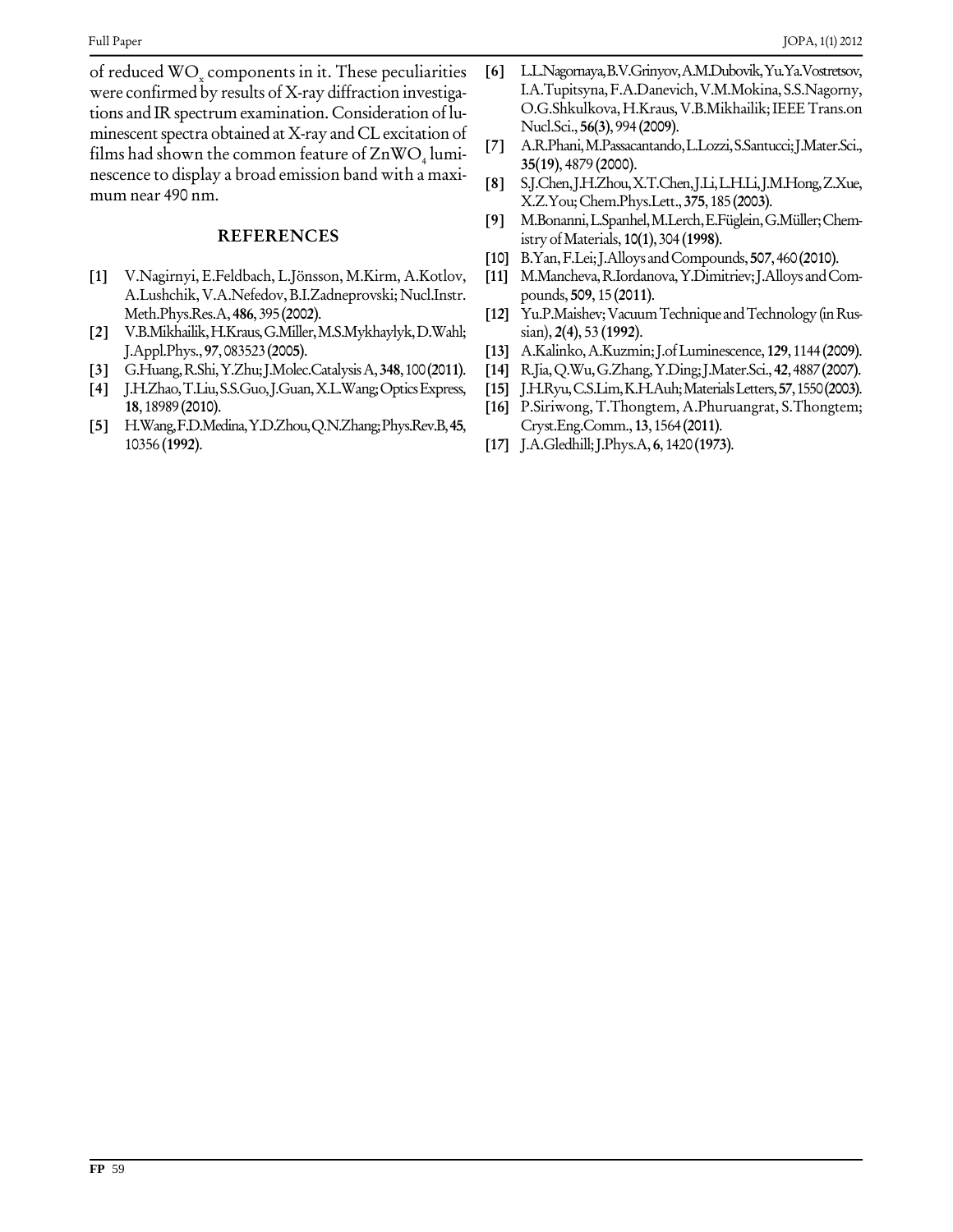of reduced $WO_x$ components in it. These peculiarities were confirmed by results of X-ray diffraction investigations and IR spectrum examination. Consideration of luminescent spectra obtained at X-ray and CL excitation of films had shown the common feature of $ZnWO_4$ luminescence to display a broad emission band with a maximum near 490 nm.

## REFERENCES

[1] V.Nagirnyi, E.Feldbach, L.Jönsson, M.Kirm, A.Kotlov, A.Lushchik, V.A.Nefedov, B.I.Zadneprovski; Nucl.Instr. Meth.Phys.Res.A, **486**, 395 **(2002)**.

[2] V.B.Mikhailik, H.Kraus, G.Miller, M.S.Mykhaylyk, D.Wahl; J.Appl.Phys., **97**, 083523 **(2005)**.

[3] G.Huang, R.Shi, Y.Zhu; J.Molec.Catalysis A, **348**, 100 **(2011)**.

[4] J.H.Zhao, T.Liu, S.S.Guo, J.Guan, X.L.Wang; Optics Express, **18**, 18989 **(2010)**.

[5] H.Wang, F.D.Medina, Y.D.Zhou, Q.N.Zhang; Phys.Rev.B, **45**, 10356 **(1992)**.

[6] L.L.Nagornaya, B.V.Grinyov, A.M.Dubovik, Yu.Ya.Vostretsov, I.A.Tupitsyna, F.A.Danevich, V.M.Mokina, S.S.Nagorny, O.G.Shkulkova, H.Kraus, V.B.Mikhailik; IEEE Trans.on Nucl.Sci., **56(3)**, 994 **(2009)**.

[7] A.R.Phani, M.Passacantando, L.Lozzi, S.Santucci; J.Mater.Sci., **35(19)**, 4879 **(2000)**.

[8] S.J.Chen, J.H.Zhou, X.T.Chen, J.Li, L.H.Li, J.M.Hong, Z.Xue, X.Z.You; Chem.Phys.Lett., **375**, 185 **(2003)**.

[9] M.Bonanni, L.Spanhel, M.Lerch, E.Füglein, G.Müller; Chemistry of Materials, **10(1)**, 304 **(1998)**.

[10] B.Yan, F.Lei; J.Alloys and Compounds, **507**, 460 **(2010)**.

[11] M.Mancheva, R.Iordanova, Y.Dimitriev; J.Alloys and Compounds, **509**, 15 **(2011)**.

[12] Yu.P.Maishev; Vacuum Technique and Technology (in Russian), **2(4)**, 53 **(1992)**.

[13] A.Kalinko, A.Kuzmin; J.of Luminescence, **129**, 1144 **(2009)**.

[14] R.Jia, Q.Wu, G.Zhang, Y.Ding; J.Mater.Sci., **42**, 4887 **(2007)**.

[15] J.H.Ryu, C.S.Lim, K.H.Auh; Materials Letters, **57**, 1550 **(2003)**.

[16] P.Siriwong, T.Thongtem, A.Phuruangrat, S.Thongtem; Cryst.Eng.Comm., **13**, 1564 **(2011)**.

[17] J.A.Gledhill; J.Phys.A, **6**, 1420 **(1973)**.